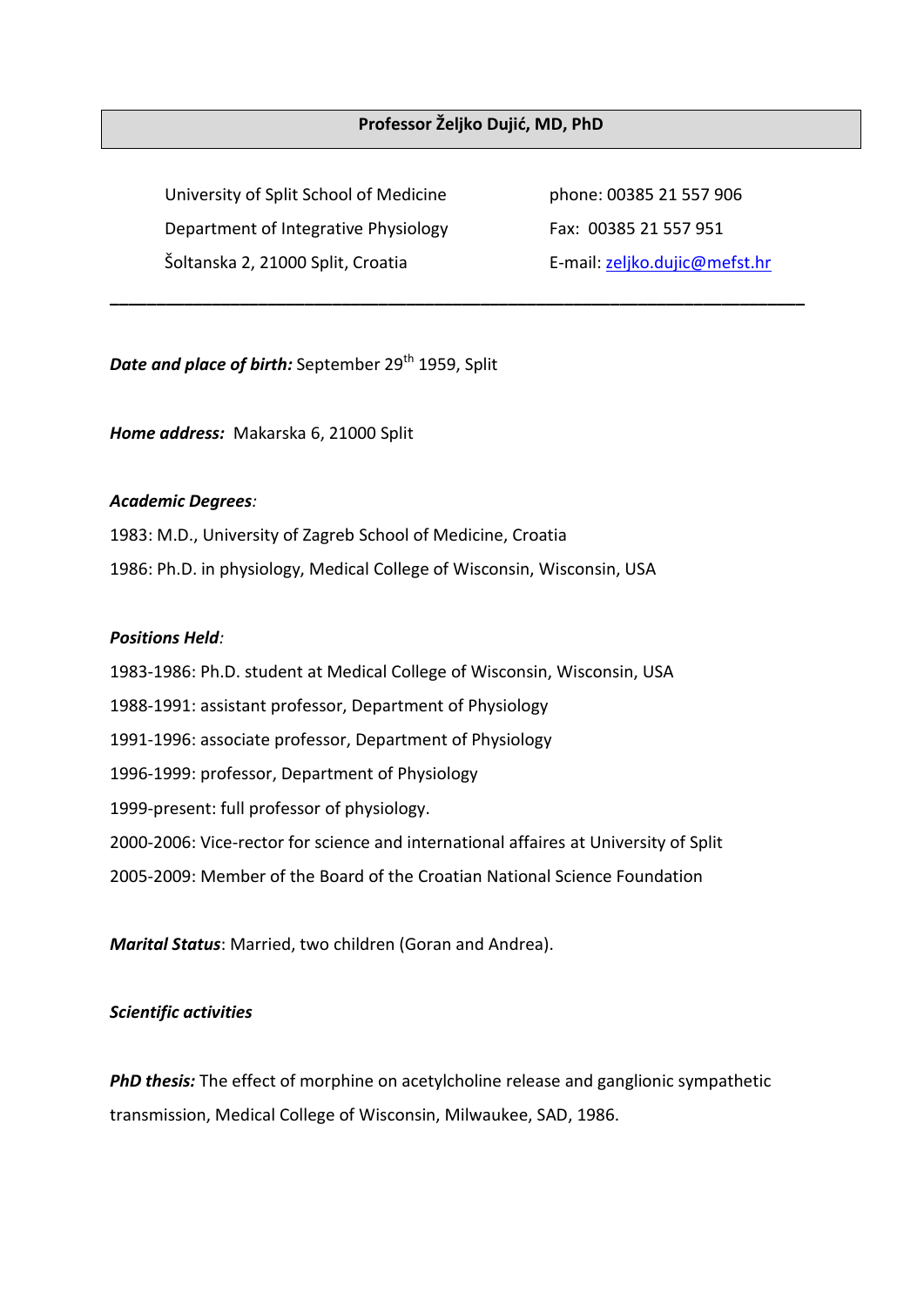# Professor Željko Dujić, MD, PhD

University of Split School of Medicine
Department of Integrative Physiology
Šoltanska 2, 21000 Split, Croatia

phone: 00385 21 557 906
Fax: 00385 21 557 951
E-mail: zeljko.dujic@mefst.hr

---

***Date and place of birth:*** September 29th 1959, Split

***Home address:*** Makarska 6, 21000 Split

***Academic Degrees:***

1983: M.D., University of Zagreb School of Medicine, Croatia

1986: Ph.D. in physiology, Medical College of Wisconsin, Wisconsin, USA

***Positions Held:***

1983-1986: Ph.D. student at Medical College of Wisconsin, Wisconsin, USA

1988-1991: assistant professor, Department of Physiology

1991-1996: associate professor, Department of Physiology

1996-1999: professor, Department of Physiology

1999-present: full professor of physiology.

2000-2006: Vice-rector for science and international affaires at University of Split

2005-2009: Member of the Board of the Croatian National Science Foundation

***Marital Status***: Married, two children (Goran and Andrea).

***Scientific activities***

***PhD thesis:*** The effect of morphine on acetylcholine release and ganglionic sympathetic transmission, Medical College of Wisconsin, Milwaukee, SAD, 1986.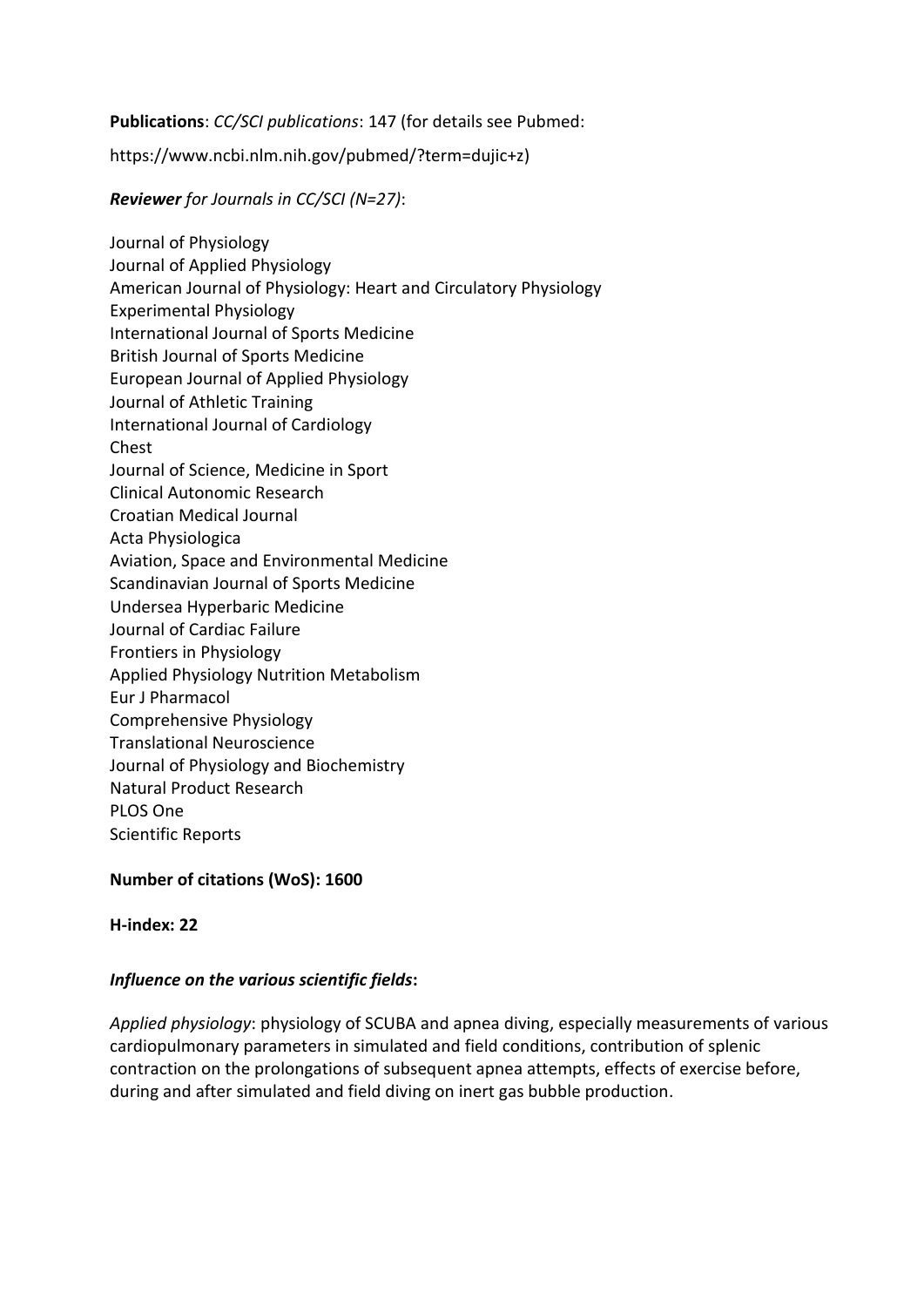**Publications**: *CC/SCI publications*: 147 (for details see Pubmed:

https://www.ncbi.nlm.nih.gov/pubmed/?term=dujic+z)

***Reviewer** for Journals in CC/SCI (N=27)*:

Journal of Physiology
Journal of Applied Physiology
American Journal of Physiology: Heart and Circulatory Physiology
Experimental Physiology
International Journal of Sports Medicine
British Journal of Sports Medicine
European Journal of Applied Physiology
Journal of Athletic Training
International Journal of Cardiology
Chest
Journal of Science, Medicine in Sport
Clinical Autonomic Research
Croatian Medical Journal
Acta Physiologica
Aviation, Space and Environmental Medicine
Scandinavian Journal of Sports Medicine
Undersea Hyperbaric Medicine
Journal of Cardiac Failure
Frontiers in Physiology
Applied Physiology Nutrition Metabolism
Eur J Pharmacol
Comprehensive Physiology
Translational Neuroscience
Journal of Physiology and Biochemistry
Natural Product Research
PLOS One
Scientific Reports

**Number of citations (WoS): 1600**

**H-index: 22**

***Influence on the various scientific fields*:**

*Applied physiology*: physiology of SCUBA and apnea diving, especially measurements of various cardiopulmonary parameters in simulated and field conditions, contribution of splenic contraction on the prolongations of subsequent apnea attempts, effects of exercise before, during and after simulated and field diving on inert gas bubble production.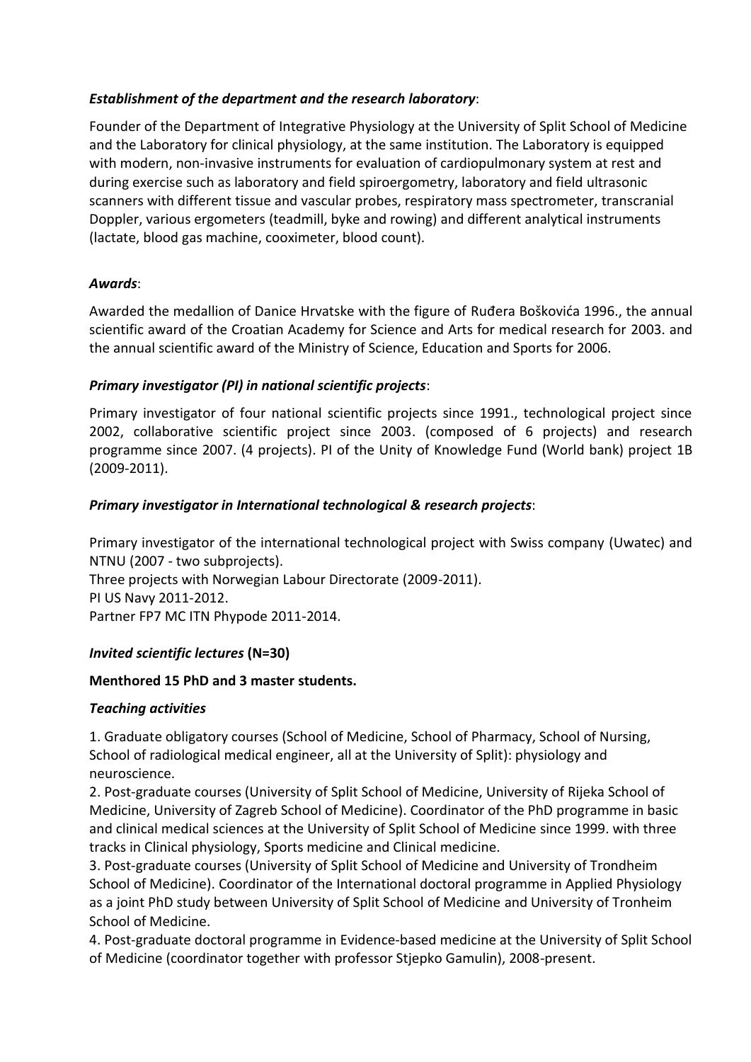***Establishment of the department and the research laboratory***:

Founder of the Department of Integrative Physiology at the University of Split School of Medicine and the Laboratory for clinical physiology, at the same institution. The Laboratory is equipped with modern, non-invasive instruments for evaluation of cardiopulmonary system at rest and during exercise such as laboratory and field spiroergometry, laboratory and field ultrasonic scanners with different tissue and vascular probes, respiratory mass spectrometer, transcranial Doppler, various ergometers (teadmill, byke and rowing) and different analytical instruments (lactate, blood gas machine, cooximeter, blood count).

***Awards***:

Awarded the medallion of Danice Hrvatske with the figure of Ruđera Boškovića 1996., the annual scientific award of the Croatian Academy for Science and Arts for medical research for 2003. and the annual scientific award of the Ministry of Science, Education and Sports for 2006.

***Primary investigator (PI) in national scientific projects***:

Primary investigator of four national scientific projects since 1991., technological project since 2002, collaborative scientific project since 2003. (composed of 6 projects) and research programme since 2007. (4 projects). PI of the Unity of Knowledge Fund (World bank) project 1B (2009-2011).

***Primary investigator in International technological & research projects***:

Primary investigator of the international technological project with Swiss company (Uwatec) and NTNU (2007 - two subprojects).
Three projects with Norwegian Labour Directorate (2009-2011).
PI US Navy 2011-2012.
Partner FP7 MC ITN Phypode 2011-2014.

***Invited scientific lectures* (N=30)**

**Menthored 15 PhD and 3 master students.**

***Teaching activities***

1. Graduate obligatory courses (School of Medicine, School of Pharmacy, School of Nursing, School of radiological medical engineer, all at the University of Split): physiology and neuroscience.
2. Post-graduate courses (University of Split School of Medicine, University of Rijeka School of Medicine, University of Zagreb School of Medicine). Coordinator of the PhD programme in basic and clinical medical sciences at the University of Split School of Medicine since 1999. with three tracks in Clinical physiology, Sports medicine and Clinical medicine.
3. Post-graduate courses (University of Split School of Medicine and University of Trondheim School of Medicine). Coordinator of the International doctoral programme in Applied Physiology as a joint PhD study between University of Split School of Medicine and University of Tronheim School of Medicine.
4. Post-graduate doctoral programme in Evidence-based medicine at the University of Split School of Medicine (coordinator together with professor Stjepko Gamulin), 2008-present.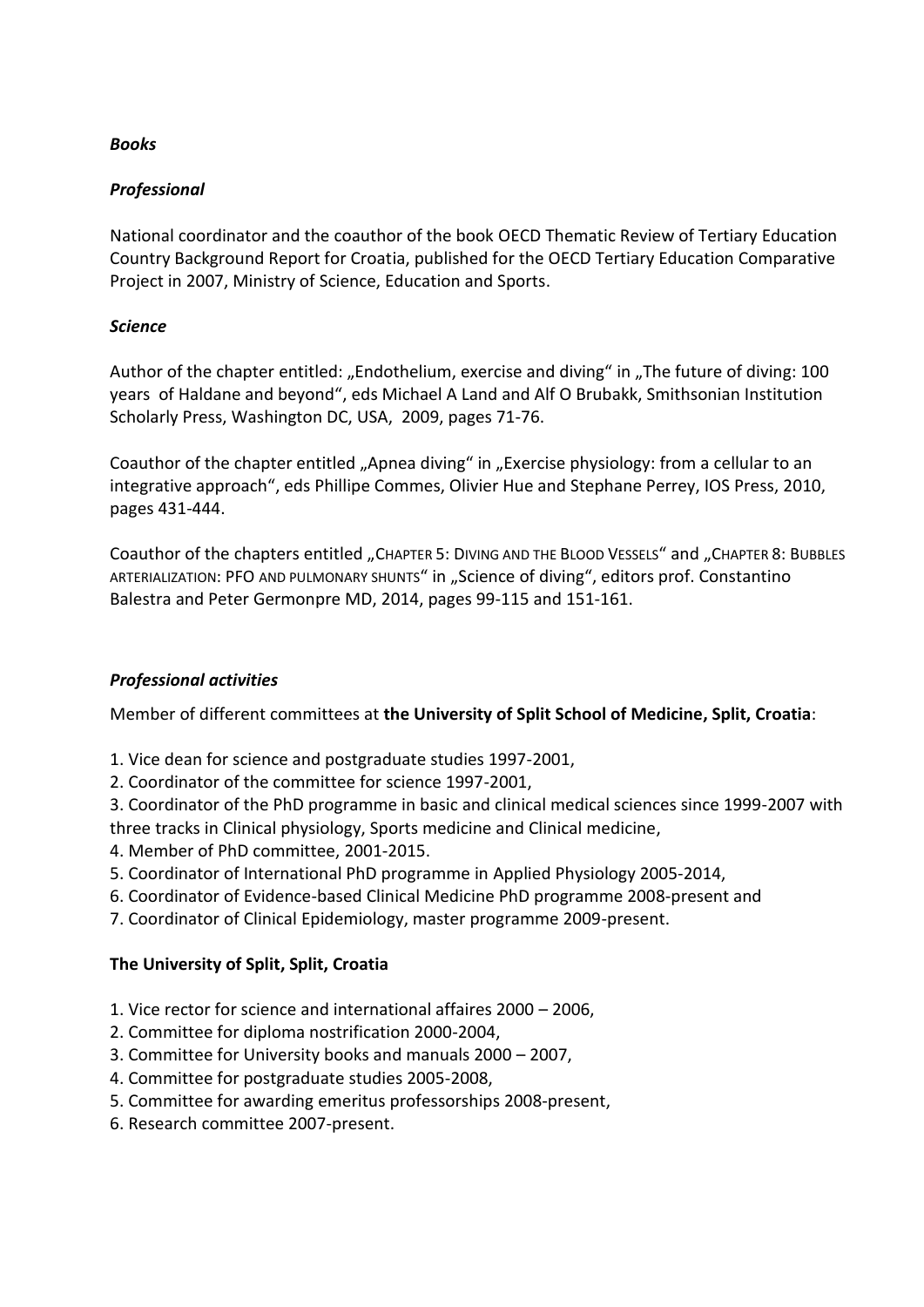***Books***

***Professional***

National coordinator and the coauthor of the book OECD Thematic Review of Tertiary Education Country Background Report for Croatia, published for the OECD Tertiary Education Comparative Project in 2007, Ministry of Science, Education and Sports.

***Science***

Author of the chapter entitled: „Endothelium, exercise and diving" in „The future of diving: 100 years of Haldane and beyond", eds Michael A Land and Alf O Brubakk, Smithsonian Institution Scholarly Press, Washington DC, USA, 2009, pages 71-76.

Coauthor of the chapter entitled „Apnea diving" in „Exercise physiology: from a cellular to an integrative approach", eds Phillipe Commes, Olivier Hue and Stephane Perrey, IOS Press, 2010, pages 431-444.

Coauthor of the chapters entitled „CHAPTER 5: DIVING AND THE BLOOD VESSELS" and „CHAPTER 8: BUBBLES ARTERIALIZATION: PFO AND PULMONARY SHUNTS" in „Science of diving", editors prof. Constantino Balestra and Peter Germonpre MD, 2014, pages 99-115 and 151-161.

***Professional activities***

Member of different committees at **the University of Split School of Medicine, Split, Croatia**:

1. Vice dean for science and postgraduate studies 1997-2001,
2. Coordinator of the committee for science 1997-2001,
3. Coordinator of the PhD programme in basic and clinical medical sciences since 1999-2007 with three tracks in Clinical physiology, Sports medicine and Clinical medicine,
4. Member of PhD committee, 2001-2015.
5. Coordinator of International PhD programme in Applied Physiology 2005-2014,
6. Coordinator of Evidence-based Clinical Medicine PhD programme 2008-present and
7. Coordinator of Clinical Epidemiology, master programme 2009-present.

**The University of Split, Split, Croatia**

1. Vice rector for science and international affaires 2000 – 2006,
2. Committee for diploma nostrification 2000-2004,
3. Committee for University books and manuals 2000 – 2007,
4. Committee for postgraduate studies 2005-2008,
5. Committee for awarding emeritus professorships 2008-present,
6. Research committee 2007-present.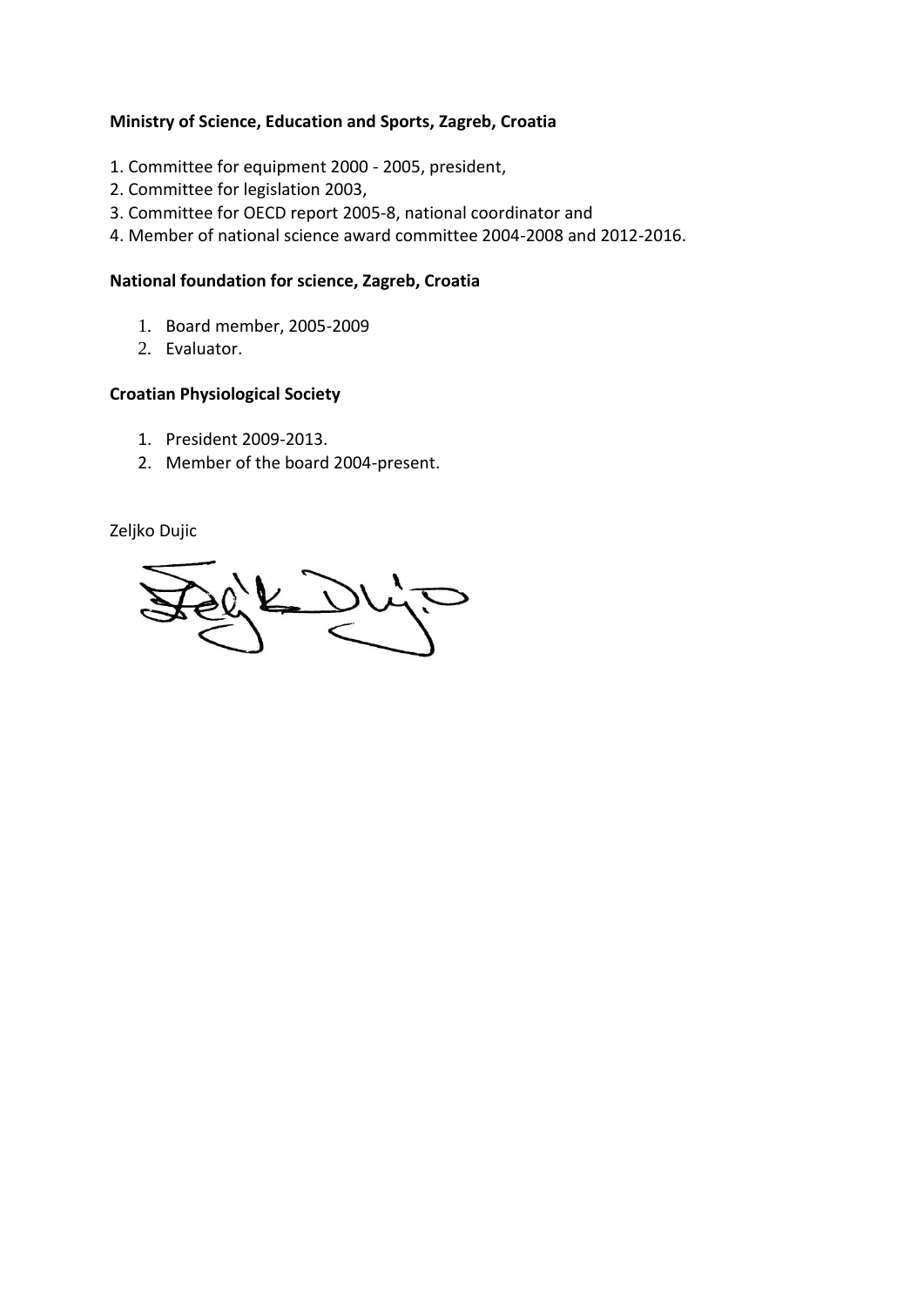**Ministry of Science, Education and Sports, Zagreb, Croatia**

1. Committee for equipment 2000 - 2005, president,
2. Committee for legislation 2003,
3. Committee for OECD report 2005-8, national coordinator and
4. Member of national science award committee 2004-2008 and 2012-2016.

**National foundation for science, Zagreb, Croatia**

1. Board member, 2005-2009
2. Evaluator.

**Croatian Physiological Society**

1. President 2009-2013.
2. Member of the board 2004-present.

Zeljko Dujic